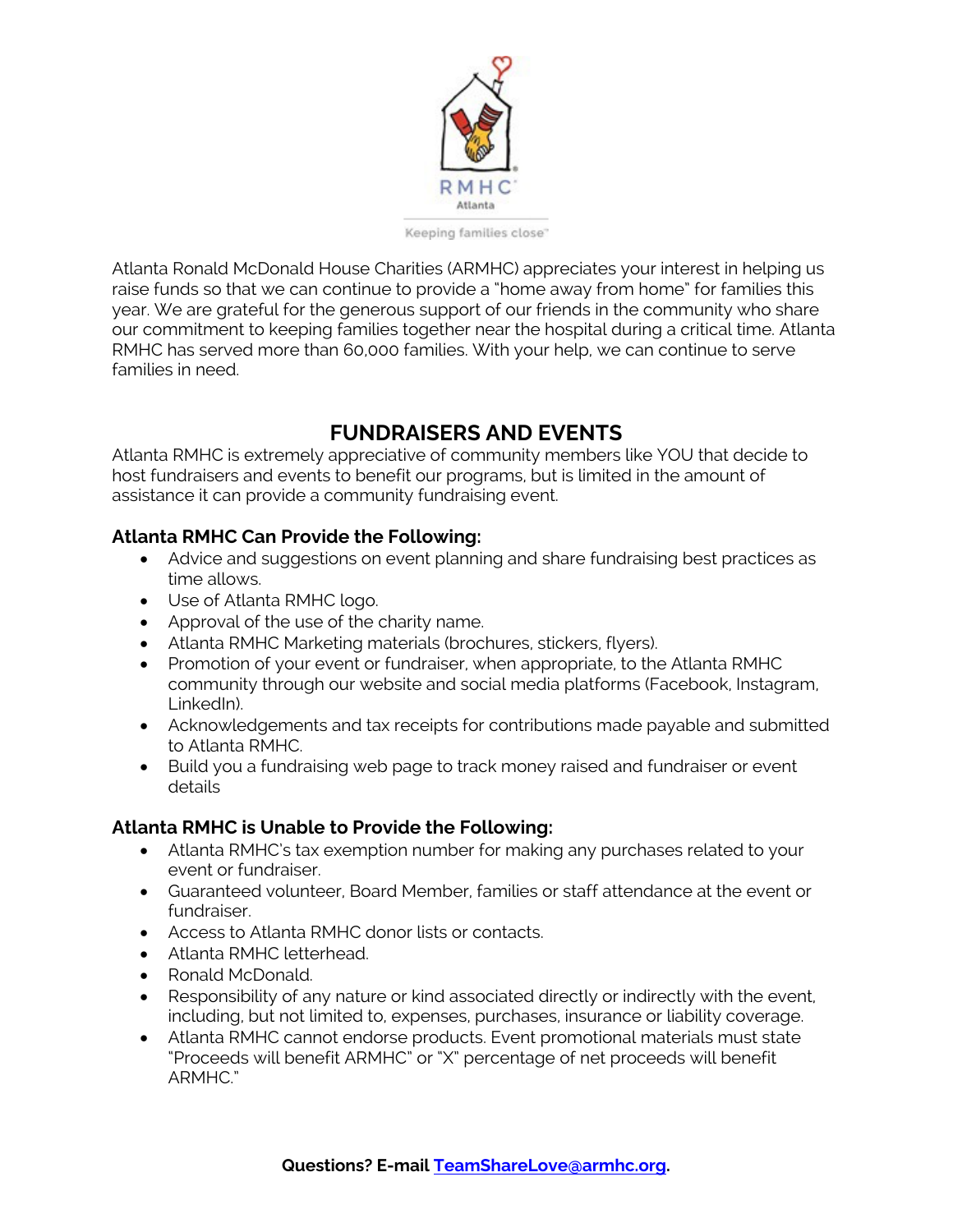RMHC Atlanta

Keeping families close™

Atlanta Ronald McDonald House Charities (ARMHC) appreciates your interest in helping us raise funds so that we can continue to provide a "home away from home" for families this year. We are grateful for the generous support of our friends in the community who share our commitment to keeping families together near the hospital during a critical time. Atlanta RMHC has served more than 60,000 families. With your help, we can continue to serve families in need.

## FUNDRAISERS AND EVENTS

Atlanta RMHC is extremely appreciative of community members like YOU that decide to host fundraisers and events to benefit our programs, but is limited in the amount of assistance it can provide a community fundraising event.

### Atlanta RMHC Can Provide the Following:

- Advice and suggestions on event planning and share fundraising best practices as time allows.
- Use of Atlanta RMHC logo.
- Approval of the use of the charity name.
- Atlanta RMHC Marketing materials (brochures, stickers, flyers).
- Promotion of your event or fundraiser, when appropriate, to the Atlanta RMHC community through our website and social media platforms (Facebook, Instagram, LinkedIn).
- Acknowledgements and tax receipts for contributions made payable and submitted to Atlanta RMHC.
- Build you a fundraising web page to track money raised and fundraiser or event details

### Atlanta RMHC is Unable to Provide the Following:

- Atlanta RMHC's tax exemption number for making any purchases related to your event or fundraiser.
- Guaranteed volunteer, Board Member, families or staff attendance at the event or fundraiser.
- Access to Atlanta RMHC donor lists or contacts.
- Atlanta RMHC letterhead.
- Ronald McDonald.
- Responsibility of any nature or kind associated directly or indirectly with the event, including, but not limited to, expenses, purchases, insurance or liability coverage.
- Atlanta RMHC cannot endorse products. Event promotional materials must state "Proceeds will benefit ARMHC" or "X" percentage of net proceeds will benefit ARMHC."

**Questions? E-mail [TeamShareLove@armhc.org](mailto:TeamShareLove@armhc.org).**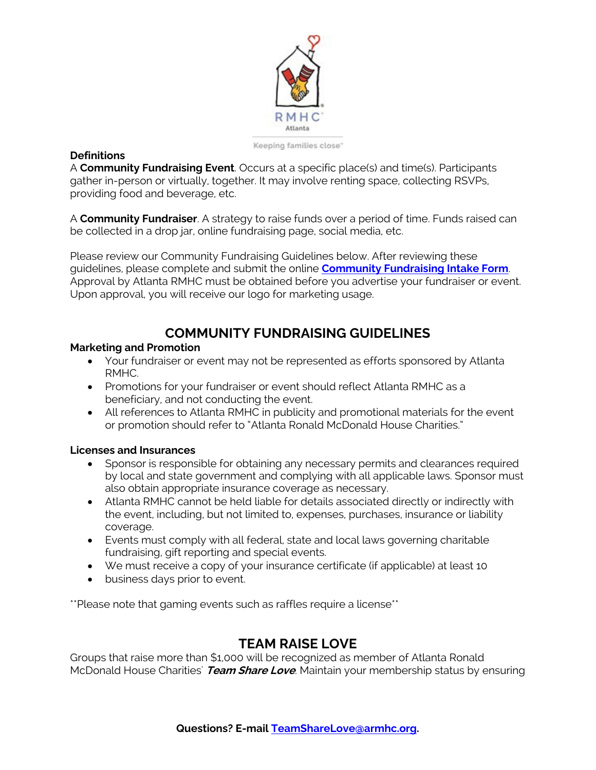**Definitions**

A **Community Fundraising Event**. Occurs at a specific place(s) and time(s). Participants gather in-person or virtually, together. It may involve renting space, collecting RSVPs, providing food and beverage, etc.

A **Community Fundraiser**. A strategy to raise funds over a period of time. Funds raised can be collected in a drop jar, online fundraising page, social media, etc.

Please review our Community Fundraising Guidelines below. After reviewing these guidelines, please complete and submit the online **Community Fundraising Intake Form**. Approval by Atlanta RMHC must be obtained before you advertise your fundraiser or event. Upon approval, you will receive our logo for marketing usage.

## COMMUNITY FUNDRAISING GUIDELINES

**Marketing and Promotion**

- Your fundraiser or event may not be represented as efforts sponsored by Atlanta RMHC.
- Promotions for your fundraiser or event should reflect Atlanta RMHC as a beneficiary, and not conducting the event.
- All references to Atlanta RMHC in publicity and promotional materials for the event or promotion should refer to "Atlanta Ronald McDonald House Charities."

**Licenses and Insurances**

- Sponsor is responsible for obtaining any necessary permits and clearances required by local and state government and complying with all applicable laws. Sponsor must also obtain appropriate insurance coverage as necessary.
- Atlanta RMHC cannot be held liable for details associated directly or indirectly with the event, including, but not limited to, expenses, purchases, insurance or liability coverage.
- Events must comply with all federal, state and local laws governing charitable fundraising, gift reporting and special events.
- We must receive a copy of your insurance certificate (if applicable) at least 10
- business days prior to event.

**Please note that gaming events such as raffles require a license**

## TEAM RAISE LOVE

Groups that raise more than $1,000 will be recognized as member of Atlanta Ronald McDonald House Charities' ***Team Share Love***. Maintain your membership status by ensuring

**Questions? E-mail TeamShareLove@armhc.org.**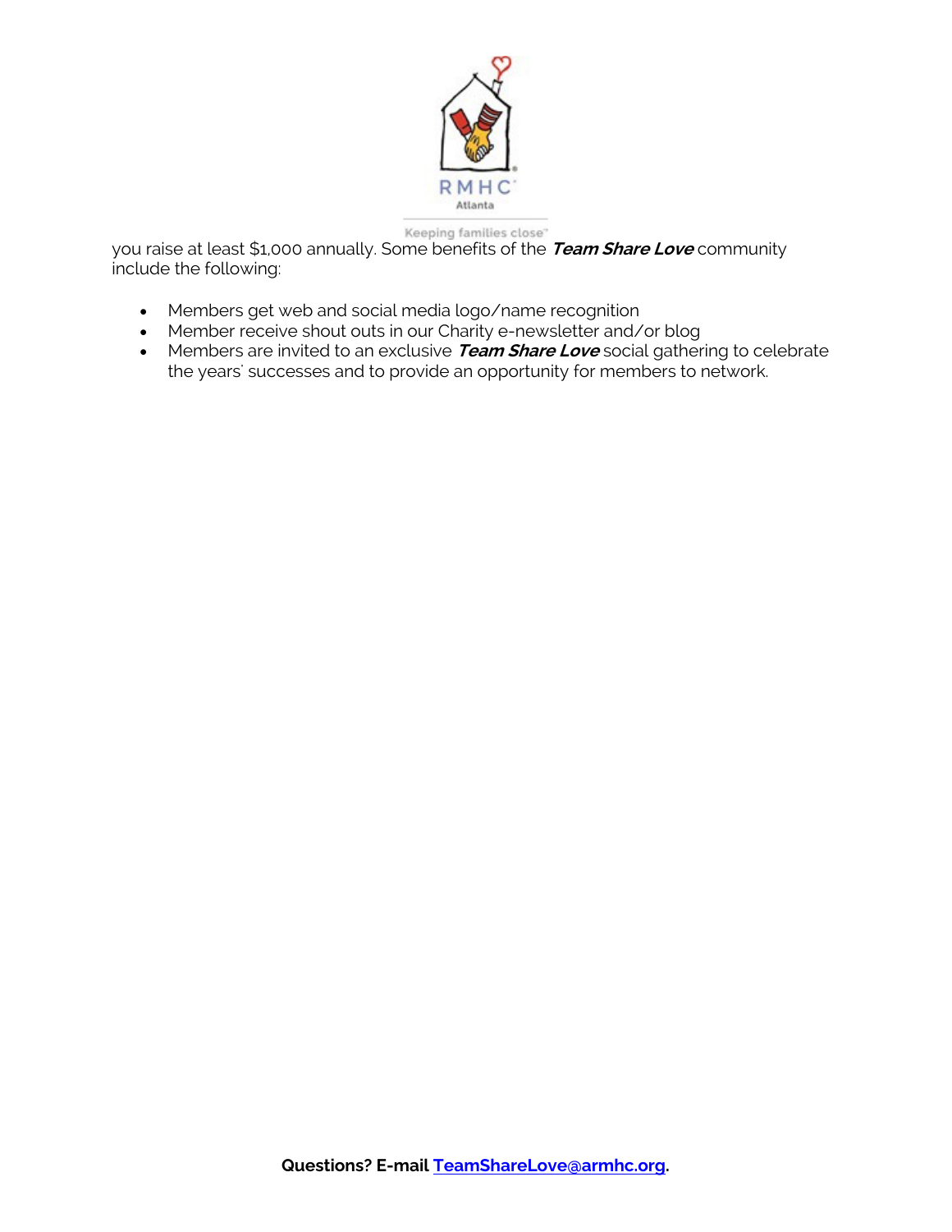RMHC Atlanta

Keeping families close™

you raise at least $1,000 annually. Some benefits of the ***Team Share Love*** community include the following:

- Members get web and social media logo/name recognition
- Member receive shout outs in our Charity e-newsletter and/or blog
- Members are invited to an exclusive ***Team Share Love*** social gathering to celebrate the years' successes and to provide an opportunity for members to network.

**Questions? E-mail [TeamShareLove@armhc.org](mailto:TeamShareLove@armhc.org).**